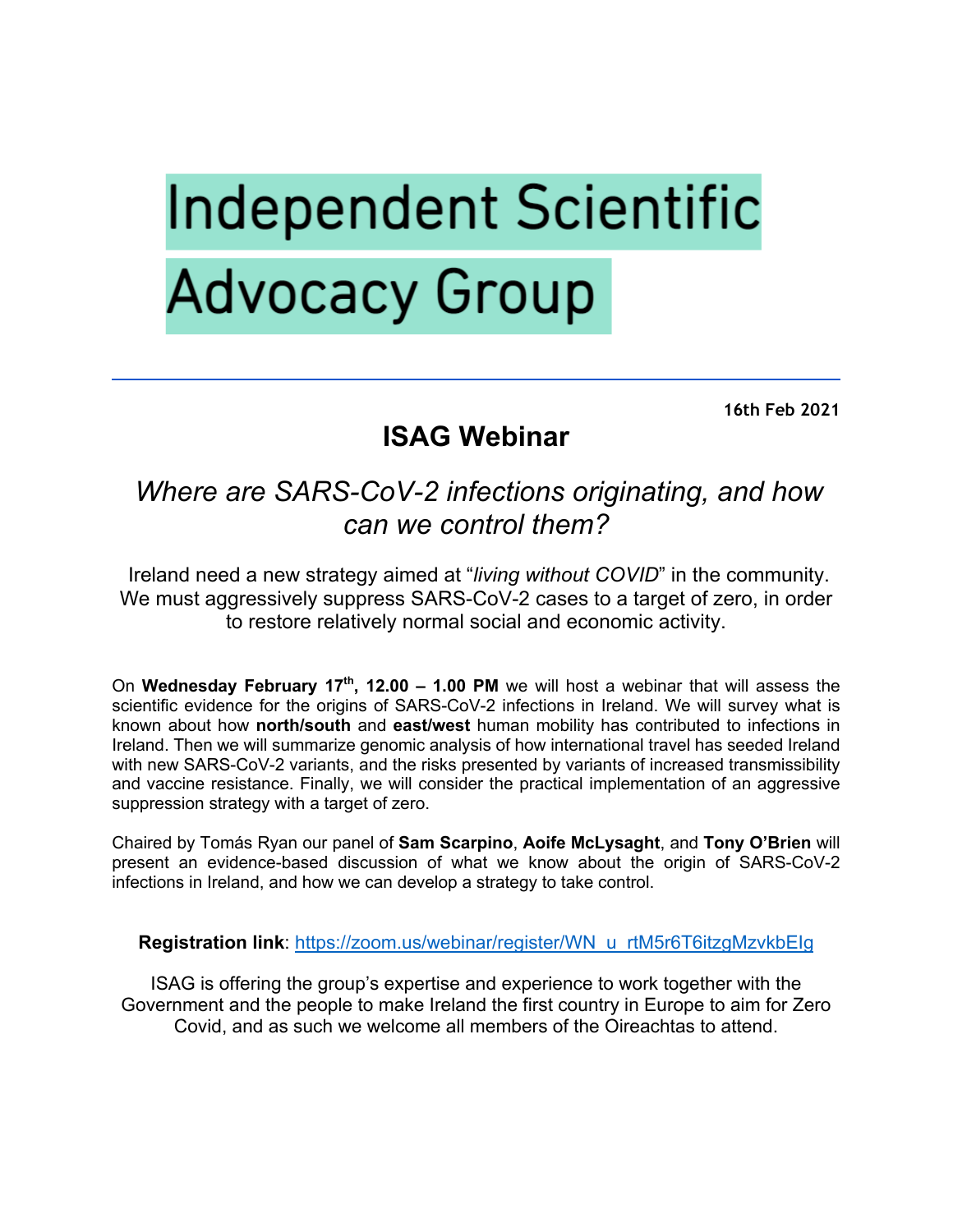# Independent Scientific Advocacy Group

16th Feb 2021

## ISAG Webinar

### *Where are SARS-CoV-2 infections originating, and how can we control them?*

Ireland need a new strategy aimed at "*living without COVID*" in the community. We must aggressively suppress SARS-CoV-2 cases to a target of zero, in order to restore relatively normal social and economic activity.

On **Wednesday February 17th, 12.00 – 1.00 PM** we will host a webinar that will assess the scientific evidence for the origins of SARS-CoV-2 infections in Ireland. We will survey what is known about how **north/south** and **east/west** human mobility has contributed to infections in Ireland. Then we will summarize genomic analysis of how international travel has seeded Ireland with new SARS-CoV-2 variants, and the risks presented by variants of increased transmissibility and vaccine resistance. Finally, we will consider the practical implementation of an aggressive suppression strategy with a target of zero.

Chaired by Tomás Ryan our panel of **Sam Scarpino**, **Aoife McLysaght**, and **Tony O'Brien** will present an evidence-based discussion of what we know about the origin of SARS-CoV-2 infections in Ireland, and how we can develop a strategy to take control.

**Registration link**: https://zoom.us/webinar/register/WN_u_rtM5r6T6itzgMzvkbElg

ISAG is offering the group's expertise and experience to work together with the Government and the people to make Ireland the first country in Europe to aim for Zero Covid, and as such we welcome all members of the Oireachtas to attend.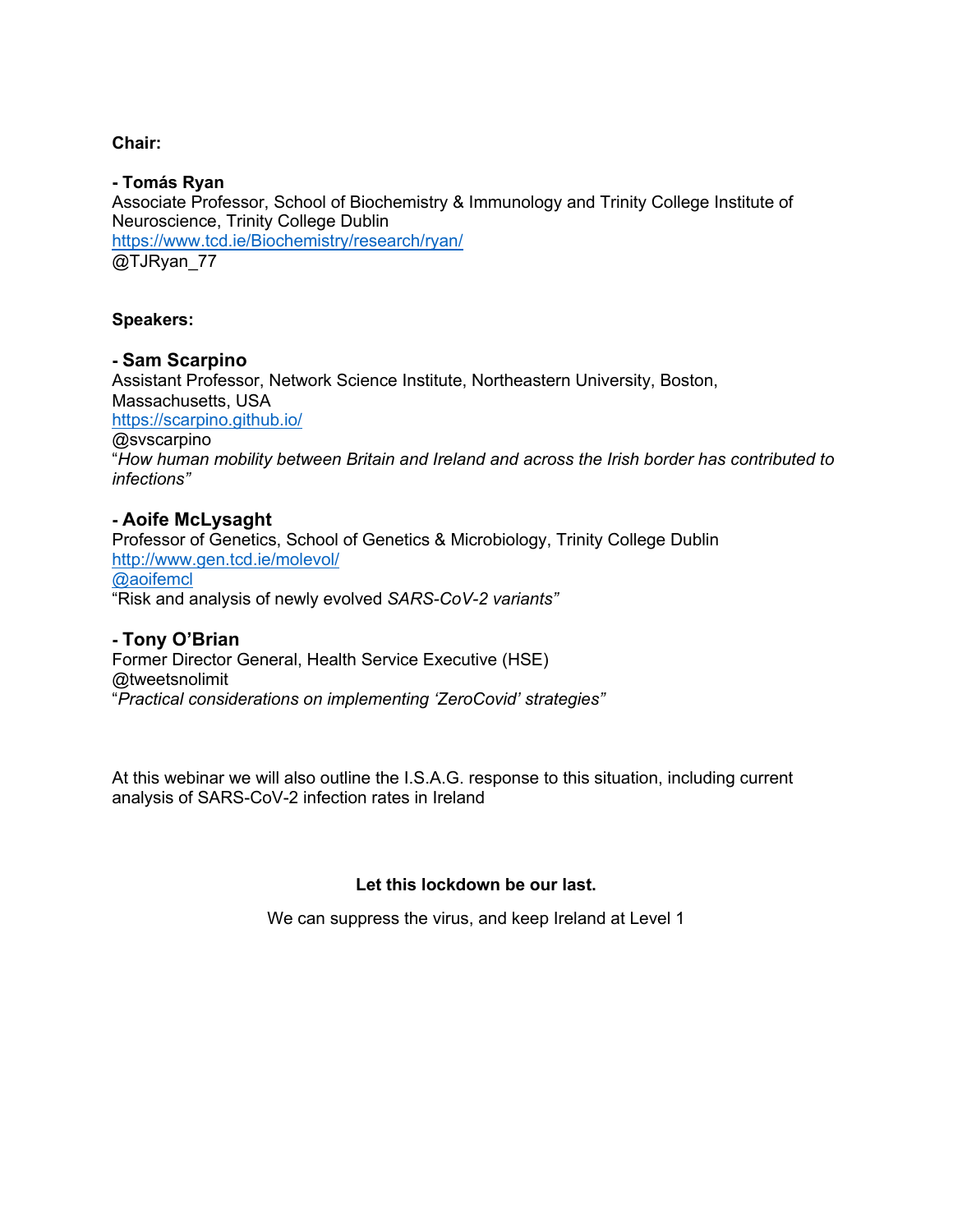**Chair:**

**- Tomás Ryan**
Associate Professor, School of Biochemistry & Immunology and Trinity College Institute of Neuroscience, Trinity College Dublin
https://www.tcd.ie/Biochemistry/research/ryan/
@TJRyan_77

**Speakers:**

**- Sam Scarpino**
Assistant Professor, Network Science Institute, Northeastern University, Boston, Massachusetts, USA
https://scarpino.github.io/
@svscarpino
"*How human mobility between Britain and Ireland and across the Irish border has contributed to infections"*

**- Aoife McLysaght**
Professor of Genetics, School of Genetics & Microbiology, Trinity College Dublin
http://www.gen.tcd.ie/molevol/
@aoifemcl
"Risk and analysis of newly evolved *SARS-CoV-2 variants"*

**- Tony O'Brian**
Former Director General, Health Service Executive (HSE)
@tweetsnolimit
"*Practical considerations on implementing 'ZeroCovid' strategies"*

At this webinar we will also outline the I.S.A.G. response to this situation, including current analysis of SARS-CoV-2 infection rates in Ireland

**Let this lockdown be our last.**

We can suppress the virus, and keep Ireland at Level 1